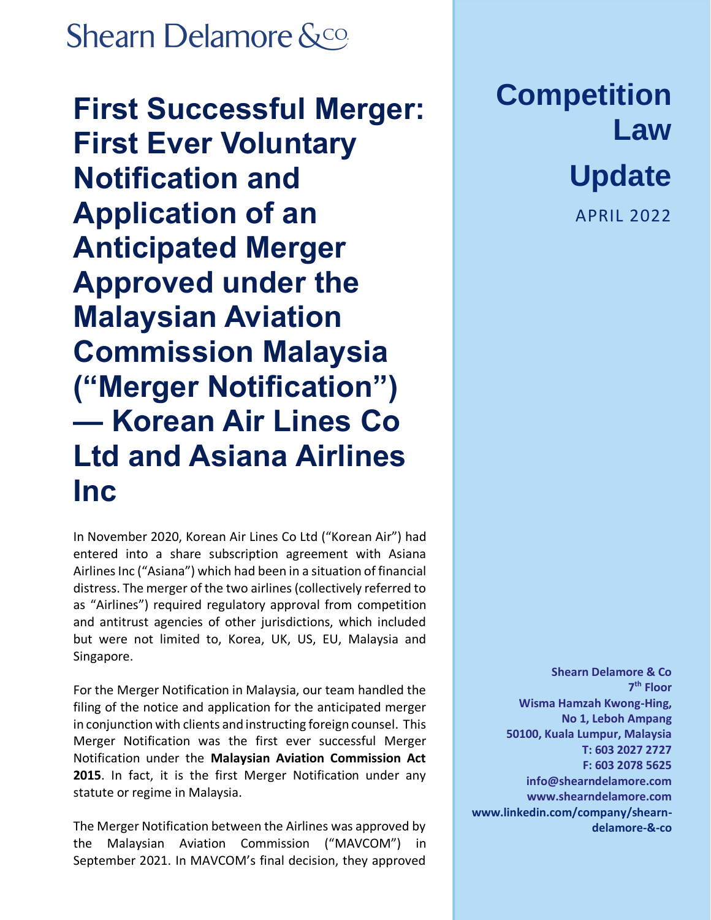Shearn Delamore &co

# First Successful Merger: First Ever Voluntary Notification and Application of an Anticipated Merger Approved under the Malaysian Aviation Commission Malaysia ("Merger Notification") — Korean Air Lines Co Ltd and Asiana Airlines Inc

In November 2020, Korean Air Lines Co Ltd ("Korean Air") had entered into a share subscription agreement with Asiana Airlines Inc ("Asiana") which had been in a situation of financial distress. The merger of the two airlines (collectively referred to as "Airlines") required regulatory approval from competition and antitrust agencies of other jurisdictions, which included but were not limited to, Korea, UK, US, EU, Malaysia and Singapore.

For the Merger Notification in Malaysia, our team handled the filing of the notice and application for the anticipated merger in conjunction with clients and instructing foreign counsel. This Merger Notification was the first ever successful Merger Notification under the **Malaysian Aviation Commission Act 2015**. In fact, it is the first Merger Notification under any statute or regime in Malaysia.

The Merger Notification between the Airlines was approved by the Malaysian Aviation Commission ("MAVCOM") in September 2021. In MAVCOM's final decision, they approved

## Competition Law Update

APRIL 2022

**Shearn Delamore & Co**
**7th Floor**
**Wisma Hamzah Kwong-Hing,**
**No 1, Leboh Ampang**
**50100, Kuala Lumpur, Malaysia**
**T: 603 2027 2727**
**F: 603 2078 5625**
**info@shearndelamore.com**
**www.shearndelamore.com**
**www.linkedin.com/company/shearn-delamore-&-co**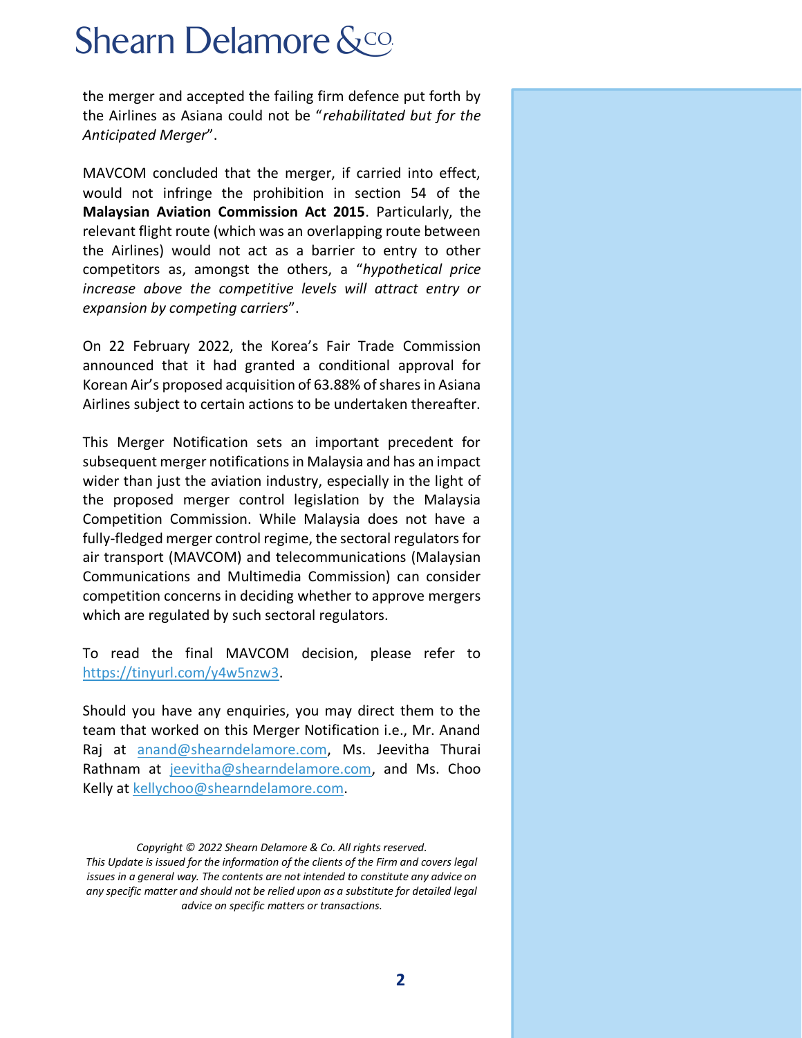the merger and accepted the failing firm defence put forth by the Airlines as Asiana could not be "*rehabilitated but for the Anticipated Merger*".

MAVCOM concluded that the merger, if carried into effect, would not infringe the prohibition in section 54 of the **Malaysian Aviation Commission Act 2015**. Particularly, the relevant flight route (which was an overlapping route between the Airlines) would not act as a barrier to entry to other competitors as, amongst the others, a "*hypothetical price increase above the competitive levels will attract entry or expansion by competing carriers*".

On 22 February 2022, the Korea's Fair Trade Commission announced that it had granted a conditional approval for Korean Air's proposed acquisition of 63.88% of shares in Asiana Airlines subject to certain actions to be undertaken thereafter.

This Merger Notification sets an important precedent for subsequent merger notifications in Malaysia and has an impact wider than just the aviation industry, especially in the light of the proposed merger control legislation by the Malaysia Competition Commission. While Malaysia does not have a fully-fledged merger control regime, the sectoral regulators for air transport (MAVCOM) and telecommunications (Malaysian Communications and Multimedia Commission) can consider competition concerns in deciding whether to approve mergers which are regulated by such sectoral regulators.

To read the final MAVCOM decision, please refer to https://tinyurl.com/y4w5nzw3.

Should you have any enquiries, you may direct them to the team that worked on this Merger Notification i.e., Mr. Anand Raj at anand@shearndelamore.com, Ms. Jeevitha Thurai Rathnam at jeevitha@shearndelamore.com, and Ms. Choo Kelly at kellychoo@shearndelamore.com.

*Copyright © 2022 Shearn Delamore & Co. All rights reserved.*
*This Update is issued for the information of the clients of the Firm and covers legal issues in a general way. The contents are not intended to constitute any advice on any specific matter and should not be relied upon as a substitute for detailed legal advice on specific matters or transactions.*